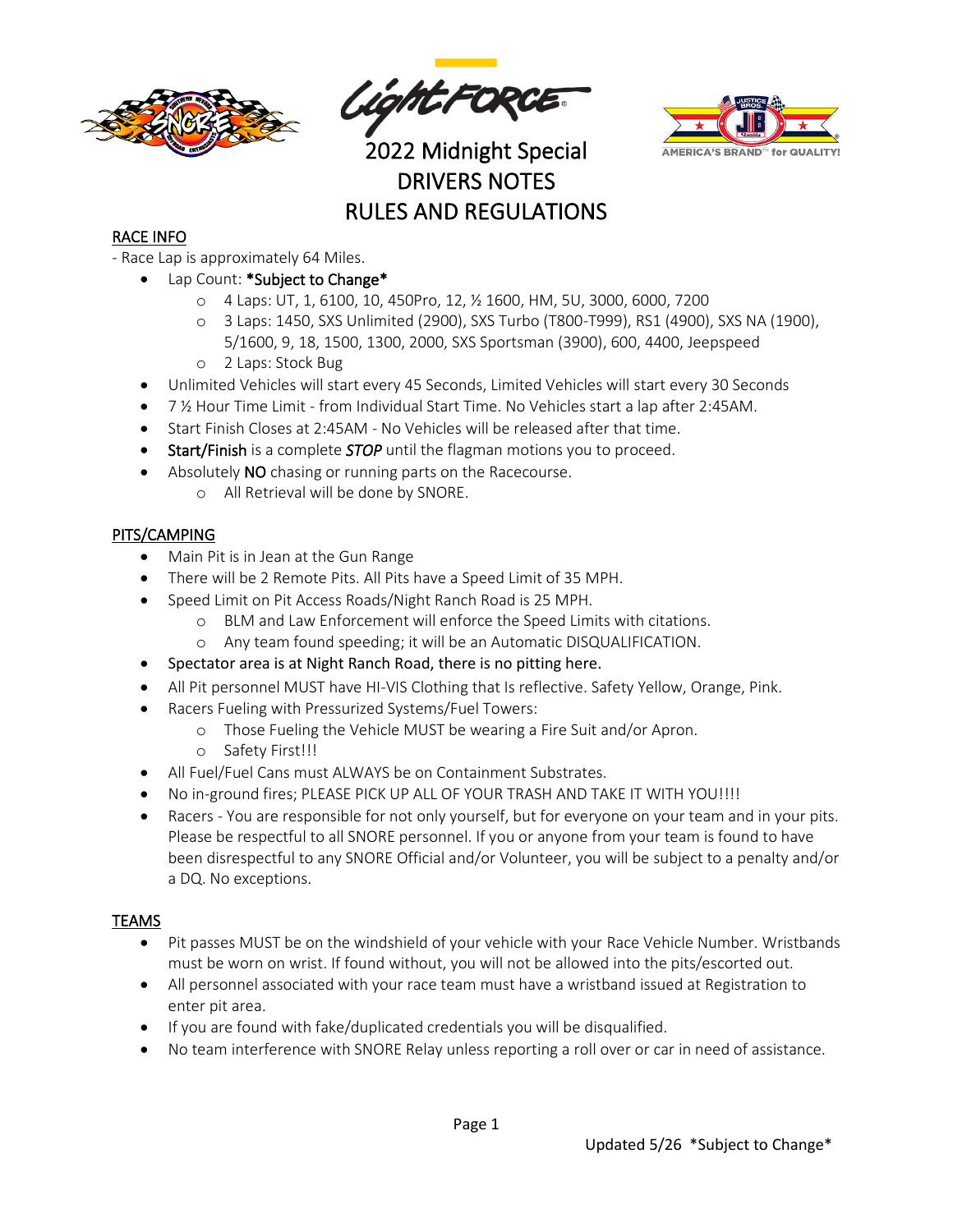# 2022 Midnight Special
# DRIVERS NOTES
# RULES AND REGULATIONS

## RACE INFO

- Race Lap is approximately 64 Miles.

- Lap Count: ***Subject to Change***
  - 4 Laps: UT, 1, 6100, 10, 450Pro, 12, ½ 1600, HM, 5U, 3000, 6000, 7200
  - 3 Laps: 1450, SXS Unlimited (2900), SXS Turbo (T800-T999), RS1 (4900), SXS NA (1900), 5/1600, 9, 18, 1500, 1300, 2000, SXS Sportsman (3900), 600, 4400, Jeepspeed
  - 2 Laps: Stock Bug
- Unlimited Vehicles will start every 45 Seconds, Limited Vehicles will start every 30 Seconds
- 7 ½ Hour Time Limit - from Individual Start Time. No Vehicles start a lap after 2:45AM.
- Start Finish Closes at 2:45AM - No Vehicles will be released after that time.
- **Start/Finish** is a complete ***STOP*** until the flagman motions you to proceed.
- Absolutely **NO** chasing or running parts on the Racecourse.
  - All Retrieval will be done by SNORE.

## PITS/CAMPING

- Main Pit is in Jean at the Gun Range
- There will be 2 Remote Pits. All Pits have a Speed Limit of 35 MPH.
- Speed Limit on Pit Access Roads/Night Ranch Road is 25 MPH.
  - BLM and Law Enforcement will enforce the Speed Limits with citations.
  - Any team found speeding; it will be an Automatic DISQUALIFICATION.
- Spectator area is at Night Ranch Road, there is no pitting here.
- All Pit personnel MUST have HI-VIS Clothing that Is reflective. Safety Yellow, Orange, Pink.
- Racers Fueling with Pressurized Systems/Fuel Towers:
  - Those Fueling the Vehicle MUST be wearing a Fire Suit and/or Apron.
  - Safety First!!!
- All Fuel/Fuel Cans must ALWAYS be on Containment Substrates.
- No in-ground fires; PLEASE PICK UP ALL OF YOUR TRASH AND TAKE IT WITH YOU!!!!
- Racers - You are responsible for not only yourself, but for everyone on your team and in your pits. Please be respectful to all SNORE personnel. If you or anyone from your team is found to have been disrespectful to any SNORE Official and/or Volunteer, you will be subject to a penalty and/or a DQ. No exceptions.

## TEAMS

- Pit passes MUST be on the windshield of your vehicle with your Race Vehicle Number. Wristbands must be worn on wrist. If found without, you will not be allowed into the pits/escorted out.
- All personnel associated with your race team must have a wristband issued at Registration to enter pit area.
- If you are found with fake/duplicated credentials you will be disqualified.
- No team interference with SNORE Relay unless reporting a roll over or car in need of assistance.

Updated 5/26 *Subject to Change*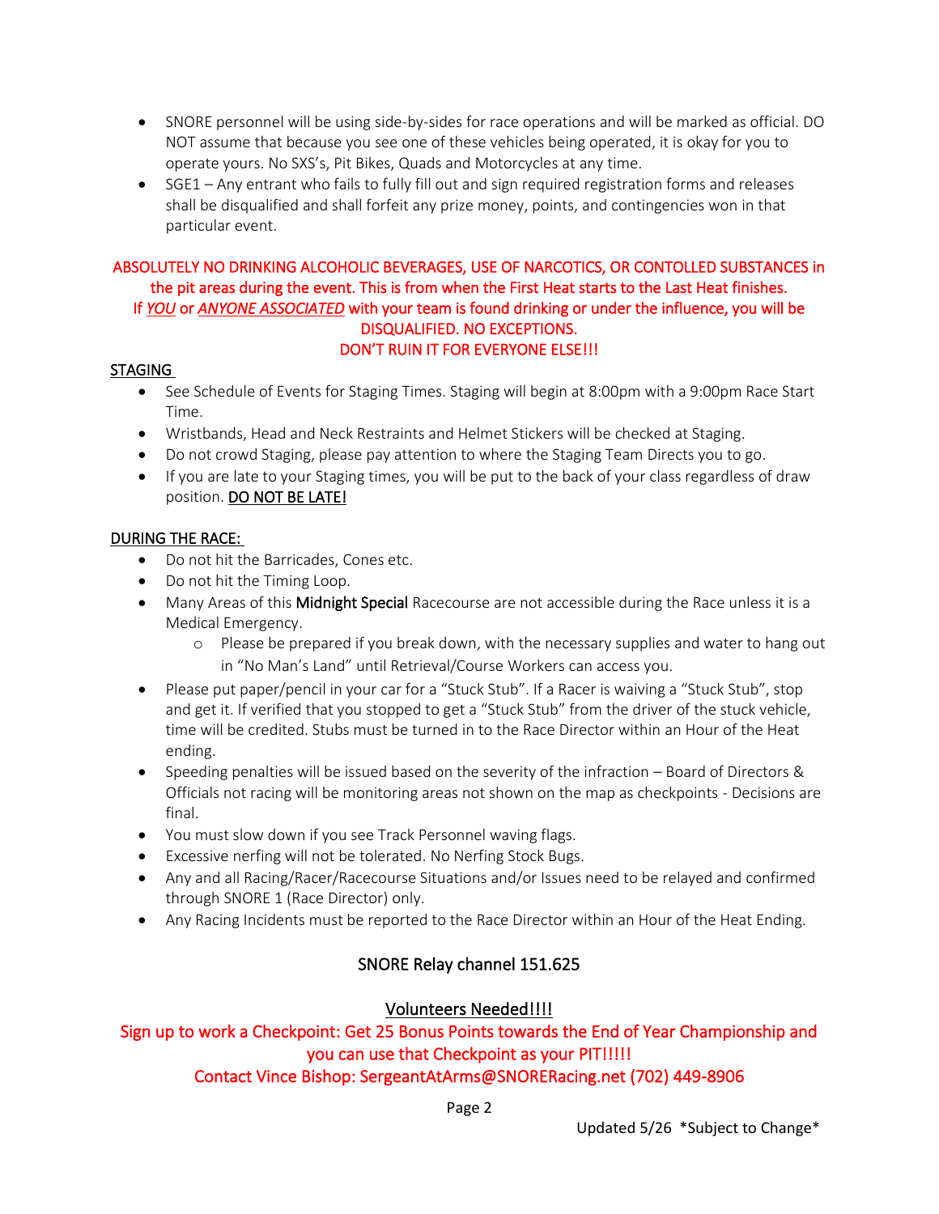- SNORE personnel will be using side-by-sides for race operations and will be marked as official. DO NOT assume that because you see one of these vehicles being operated, it is okay for you to operate yours. No SXS's, Pit Bikes, Quads and Motorcycles at any time.
- SGE1 – Any entrant who fails to fully fill out and sign required registration forms and releases shall be disqualified and shall forfeit any prize money, points, and contingencies won in that particular event.

ABSOLUTELY NO DRINKING ALCOHOLIC BEVERAGES, USE OF NARCOTICS, OR CONTOLLED SUBSTANCES in the pit areas during the event. This is from when the First Heat starts to the Last Heat finishes.
If ***YOU*** or ***ANYONE ASSOCIATED*** with your team is found drinking or under the influence, you will be DISQUALIFIED. NO EXCEPTIONS.
DON'T RUIN IT FOR EVERYONE ELSE!!!

## STAGING

- See Schedule of Events for Staging Times. Staging will begin at 8:00pm with a 9:00pm Race Start Time.
- Wristbands, Head and Neck Restraints and Helmet Stickers will be checked at Staging.
- Do not crowd Staging, please pay attention to where the Staging Team Directs you to go.
- If you are late to your Staging times, you will be put to the back of your class regardless of draw position. DO NOT BE LATE!

## DURING THE RACE:

- Do not hit the Barricades, Cones etc.
- Do not hit the Timing Loop.
- Many Areas of this Midnight Special Racecourse are not accessible during the Race unless it is a Medical Emergency.
  - Please be prepared if you break down, with the necessary supplies and water to hang out in "No Man's Land" until Retrieval/Course Workers can access you.
- Please put paper/pencil in your car for a "Stuck Stub". If a Racer is waiving a "Stuck Stub", stop and get it. If verified that you stopped to get a "Stuck Stub" from the driver of the stuck vehicle, time will be credited. Stubs must be turned in to the Race Director within an Hour of the Heat ending.
- Speeding penalties will be issued based on the severity of the infraction – Board of Directors & Officials not racing will be monitoring areas not shown on the map as checkpoints - Decisions are final.
- You must slow down if you see Track Personnel waving flags.
- Excessive nerfing will not be tolerated. No Nerfing Stock Bugs.
- Any and all Racing/Racer/Racecourse Situations and/or Issues need to be relayed and confirmed through SNORE 1 (Race Director) only.
- Any Racing Incidents must be reported to the Race Director within an Hour of the Heat Ending.

SNORE Relay channel 151.625

Volunteers Needed!!!!

Sign up to work a Checkpoint: Get 25 Bonus Points towards the End of Year Championship and you can use that Checkpoint as your PIT!!!!!
Contact Vince Bishop: SergeantAtArms@SNORERacing.net (702) 449-8906

Updated 5/26 *Subject to Change*